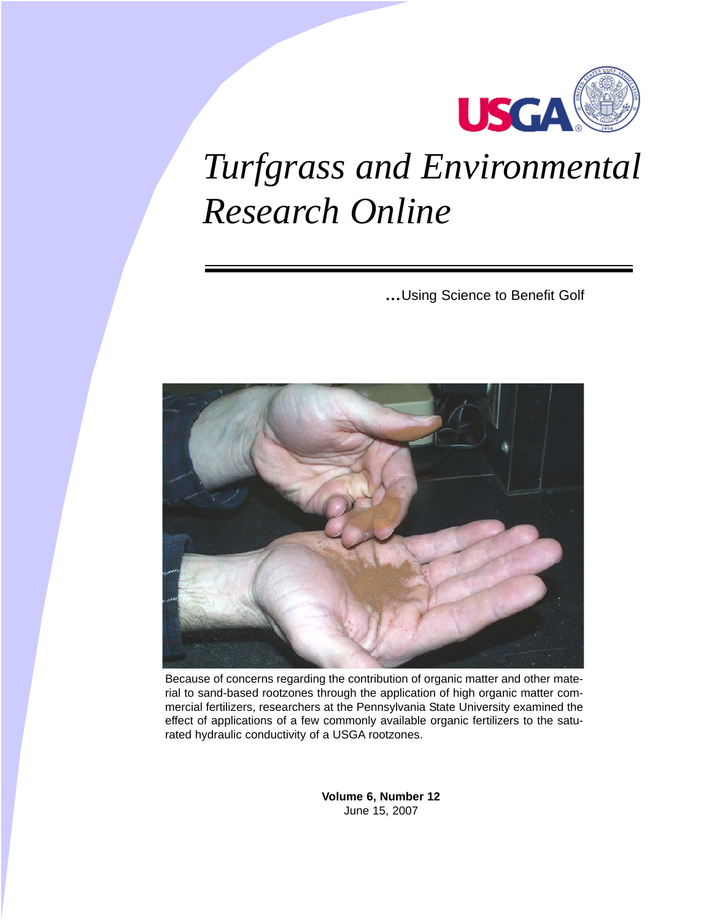# *Turfgrass and Environmental Research Online*

...Using Science to Benefit Golf

Because of concerns regarding the contribution of organic matter and other material to sand-based rootzones through the application of high organic matter commercial fertilizers, researchers at the Pennsylvania State University examined the effect of applications of a few commonly available organic fertilizers to the saturated hydraulic conductivity of a USGA rootzones.

**Volume 6, Number 12**
June 15, 2007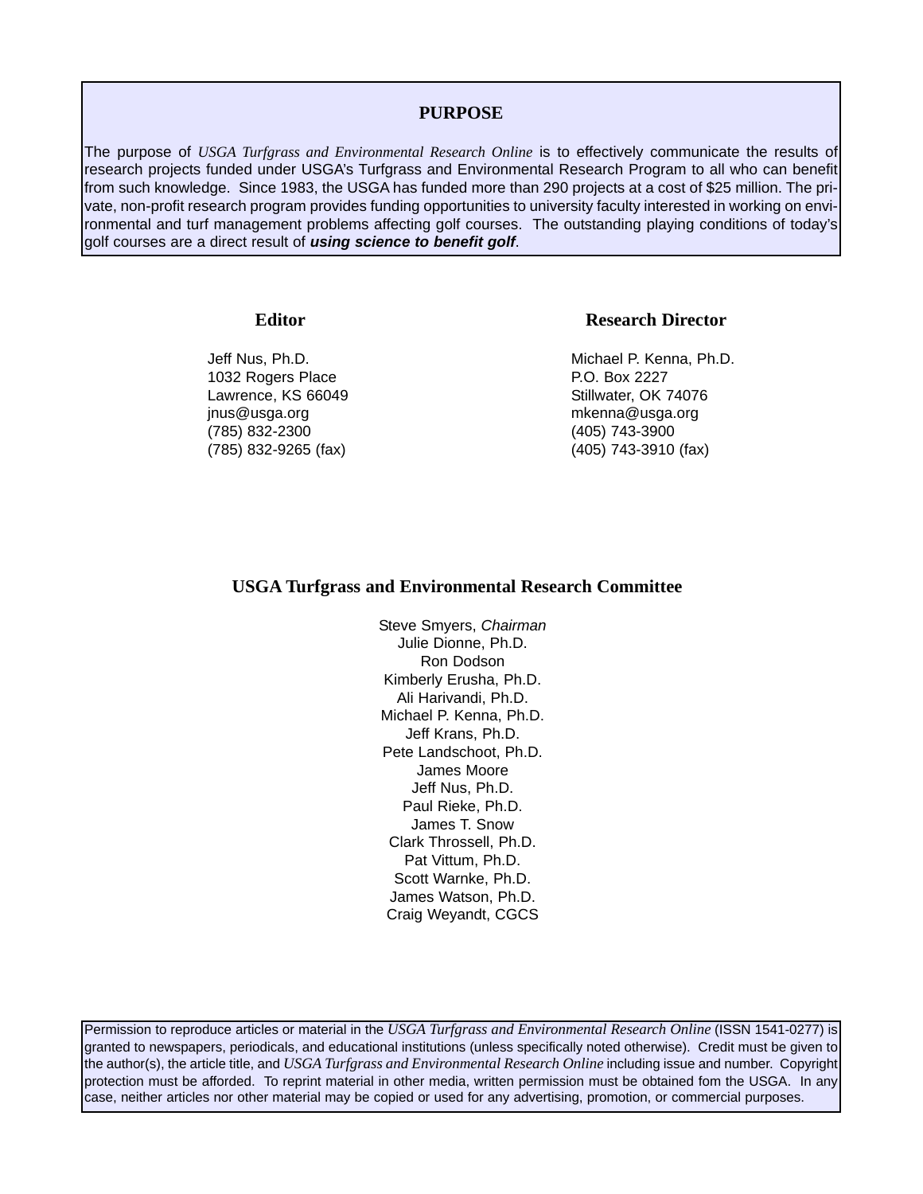## PURPOSE

The purpose of *USGA Turfgrass and Environmental Research Online* is to effectively communicate the results of research projects funded under USGA's Turfgrass and Environmental Research Program to all who can benefit from such knowledge. Since 1983, the USGA has funded more than 290 projects at a cost of $25 million. The private, non-profit research program provides funding opportunities to university faculty interested in working on environmental and turf management problems affecting golf courses. The outstanding playing conditions of today's golf courses are a direct result of ***using science to benefit golf***.

### Editor

Jeff Nus, Ph.D.
1032 Rogers Place
Lawrence, KS 66049
jnus@usga.org
(785) 832-2300
(785) 832-9265 (fax)

### Research Director

Michael P. Kenna, Ph.D.
P.O. Box 2227
Stillwater, OK 74076
mkenna@usga.org
(405) 743-3900
(405) 743-3910 (fax)

### USGA Turfgrass and Environmental Research Committee

Steve Smyers, *Chairman*
Julie Dionne, Ph.D.
Ron Dodson
Kimberly Erusha, Ph.D.
Ali Harivandi, Ph.D.
Michael P. Kenna, Ph.D.
Jeff Krans, Ph.D.
Pete Landschoot, Ph.D.
James Moore
Jeff Nus, Ph.D.
Paul Rieke, Ph.D.
James T. Snow
Clark Throssell, Ph.D.
Pat Vittum, Ph.D.
Scott Warnke, Ph.D.
James Watson, Ph.D.
Craig Weyandt, CGCS

Permission to reproduce articles or material in the *USGA Turfgrass and Environmental Research Online* (ISSN 1541-0277) is granted to newspapers, periodicals, and educational institutions (unless specifically noted otherwise). Credit must be given to the author(s), the article title, and *USGA Turfgrass and Environmental Research Online* including issue and number. Copyright protection must be afforded. To reprint material in other media, written permission must be obtained fom the USGA. In any case, neither articles nor other material may be copied or used for any advertising, promotion, or commercial purposes.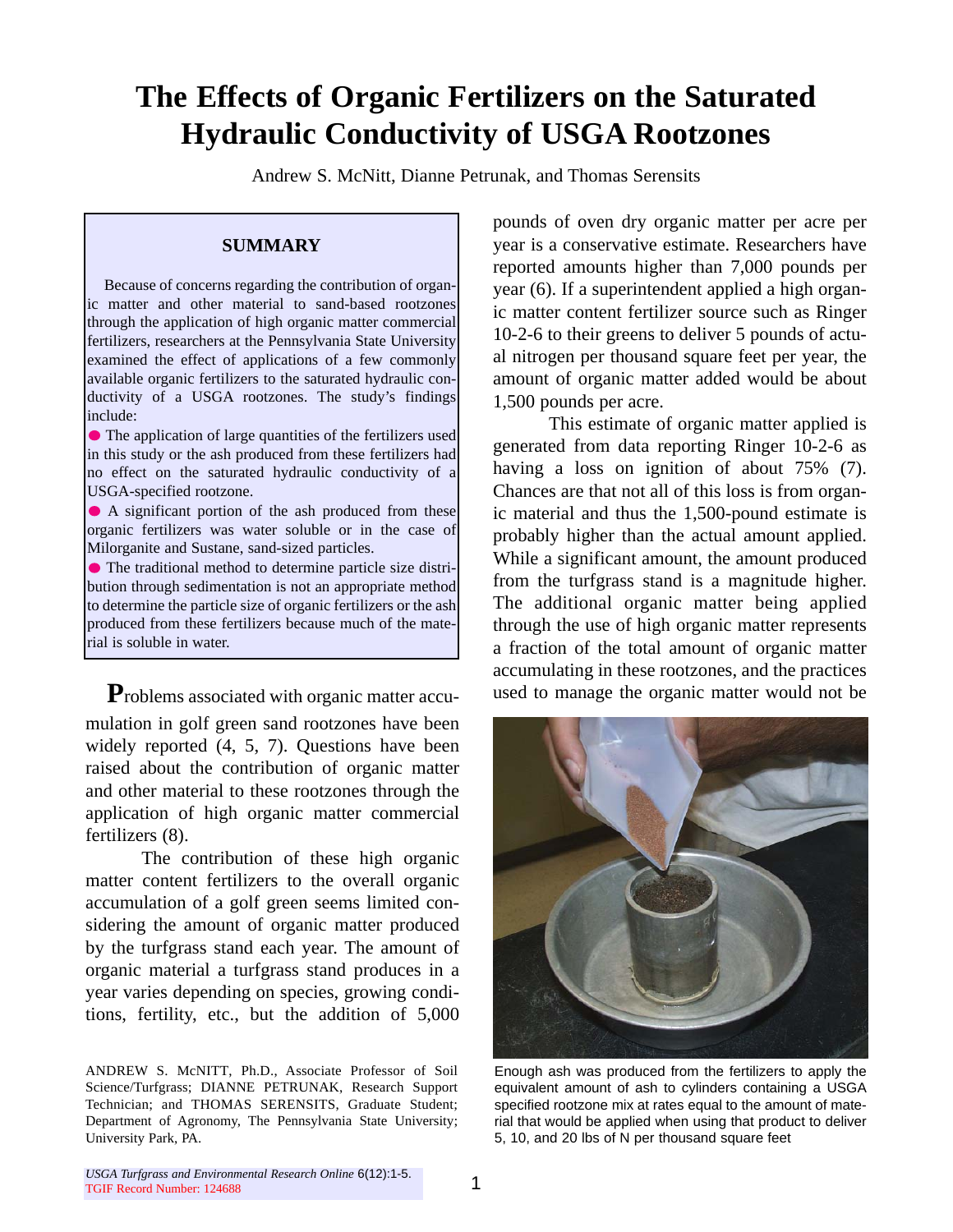# The Effects of Organic Fertilizers on the Saturated Hydraulic Conductivity of USGA Rootzones

Andrew S. McNitt, Dianne Petrunak, and Thomas Serensits

## SUMMARY

Because of concerns regarding the contribution of organic matter and other material to sand-based rootzones through the application of high organic matter commercial fertilizers, researchers at the Pennsylvania State University examined the effect of applications of a few commonly available organic fertilizers to the saturated hydraulic conductivity of a USGA rootzones. The study's findings include:

- The application of large quantities of the fertilizers used in this study or the ash produced from these fertilizers had no effect on the saturated hydraulic conductivity of a USGA-specified rootzone.
- A significant portion of the ash produced from these organic fertilizers was water soluble or in the case of Milorganite and Sustane, sand-sized particles.
- The traditional method to determine particle size distribution through sedimentation is not an appropriate method to determine the particle size of organic fertilizers or the ash produced from these fertilizers because much of the material is soluble in water.

**P**roblems associated with organic matter accumulation in golf green sand rootzones have been widely reported (4, 5, 7). Questions have been raised about the contribution of organic matter and other material to these rootzones through the application of high organic matter commercial fertilizers (8).

The contribution of these high organic matter content fertilizers to the overall organic accumulation of a golf green seems limited considering the amount of organic matter produced by the turfgrass stand each year. The amount of organic material a turfgrass stand produces in a year varies depending on species, growing conditions, fertility, etc., but the addition of 5,000 pounds of oven dry organic matter per acre per year is a conservative estimate. Researchers have reported amounts higher than 7,000 pounds per year (6). If a superintendent applied a high organic matter content fertilizer source such as Ringer 10-2-6 to their greens to deliver 5 pounds of actual nitrogen per thousand square feet per year, the amount of organic matter added would be about 1,500 pounds per acre.

This estimate of organic matter applied is generated from data reporting Ringer 10-2-6 as having a loss on ignition of about 75% (7). Chances are that not all of this loss is from organic material and thus the 1,500-pound estimate is probably higher than the actual amount applied. While a significant amount, the amount produced from the turfgrass stand is a magnitude higher. The additional organic matter being applied through the use of high organic matter represents a fraction of the total amount of organic matter accumulating in these rootzones, and the practices used to manage the organic matter would not be

Enough ash was produced from the fertilizers to apply the equivalent amount of ash to cylinders containing a USGA specified rootzone mix at rates equal to the amount of material that would be applied when using that product to deliver 5, 10, and 20 lbs of N per thousand square feet

ANDREW S. McNITT, Ph.D., Associate Professor of Soil Science/Turfgrass; DIANNE PETRUNAK, Research Support Technician; and THOMAS SERENSITS, Graduate Student; Department of Agronomy, The Pennsylvania State University; University Park, PA.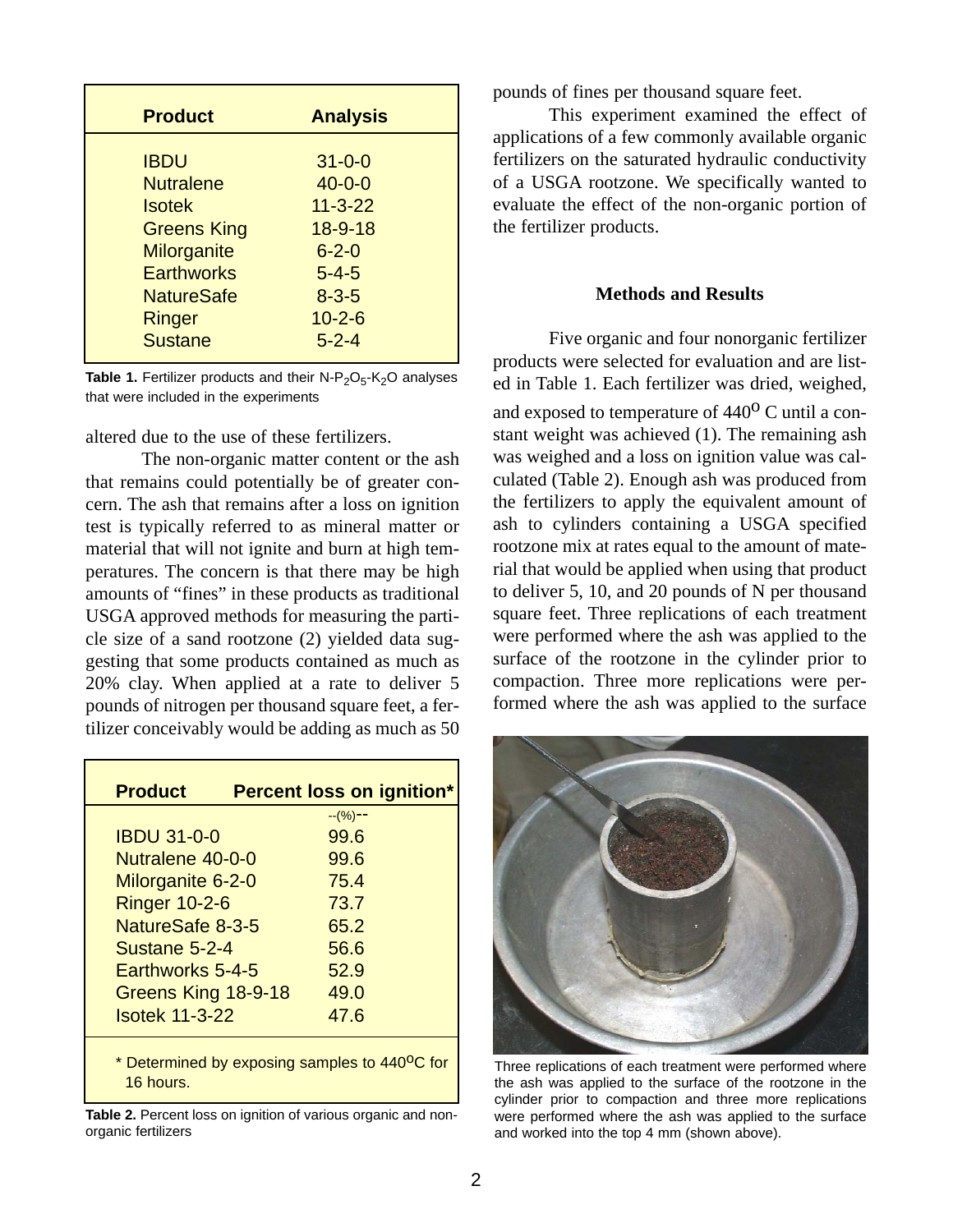| Product | Analysis |
|---|---|
| IBDU | 31-0-0 |
| Nutralene | 40-0-0 |
| Isotek | 11-3-22 |
| Greens King | 18-9-18 |
| Milorganite | 6-2-0 |
| Earthworks | 5-4-5 |
| NatureSafe | 8-3-5 |
| Ringer | 10-2-6 |
| Sustane | 5-2-4 |

**Table 1.** Fertilizer products and their N-$P_2O_5$-$K_2O$ analyses that were included in the experiments

altered due to the use of these fertilizers.

The non-organic matter content or the ash that remains could potentially be of greater concern. The ash that remains after a loss on ignition test is typically referred to as mineral matter or material that will not ignite and burn at high temperatures. The concern is that there may be high amounts of "fines" in these products as traditional USGA approved methods for measuring the particle size of a sand rootzone (2) yielded data suggesting that some products contained as much as 20% clay. When applied at a rate to deliver 5 pounds of nitrogen per thousand square feet, a fertilizer conceivably would be adding as much as 50 pounds of fines per thousand square feet.

This experiment examined the effect of applications of a few commonly available organic fertilizers on the saturated hydraulic conductivity of a USGA rootzone. We specifically wanted to evaluate the effect of the non-organic portion of the fertilizer products.

| Product | Percent loss on ignition* |
|---|---|
| | --(%)-- |
| IBDU 31-0-0 | 99.6 |
| Nutralene 40-0-0 | 99.6 |
| Milorganite 6-2-0 | 75.4 |
| Ringer 10-2-6 | 73.7 |
| NatureSafe 8-3-5 | 65.2 |
| Sustane 5-2-4 | 56.6 |
| Earthworks 5-4-5 | 52.9 |
| Greens King 18-9-18 | 49.0 |
| Isotek 11-3-22 | 47.6 |

\* Determined by exposing samples to 440°C for 16 hours.

**Table 2.** Percent loss on ignition of various organic and non-organic fertilizers

## Methods and Results

Five organic and four nonorganic fertilizer products were selected for evaluation and are listed in Table 1. Each fertilizer was dried, weighed, and exposed to temperature of 440° C until a constant weight was achieved (1). The remaining ash was weighed and a loss on ignition value was calculated (Table 2). Enough ash was produced from the fertilizers to apply the equivalent amount of ash to cylinders containing a USGA specified rootzone mix at rates equal to the amount of material that would be applied when using that product to deliver 5, 10, and 20 pounds of N per thousand square feet. Three replications of each treatment were performed where the ash was applied to the surface of the rootzone in the cylinder prior to compaction. Three more replications were performed where the ash was applied to the surface

Three replications of each treatment were performed where the ash was applied to the surface of the rootzone in the cylinder prior to compaction and three more replications were performed where the ash was applied to the surface and worked into the top 4 mm (shown above).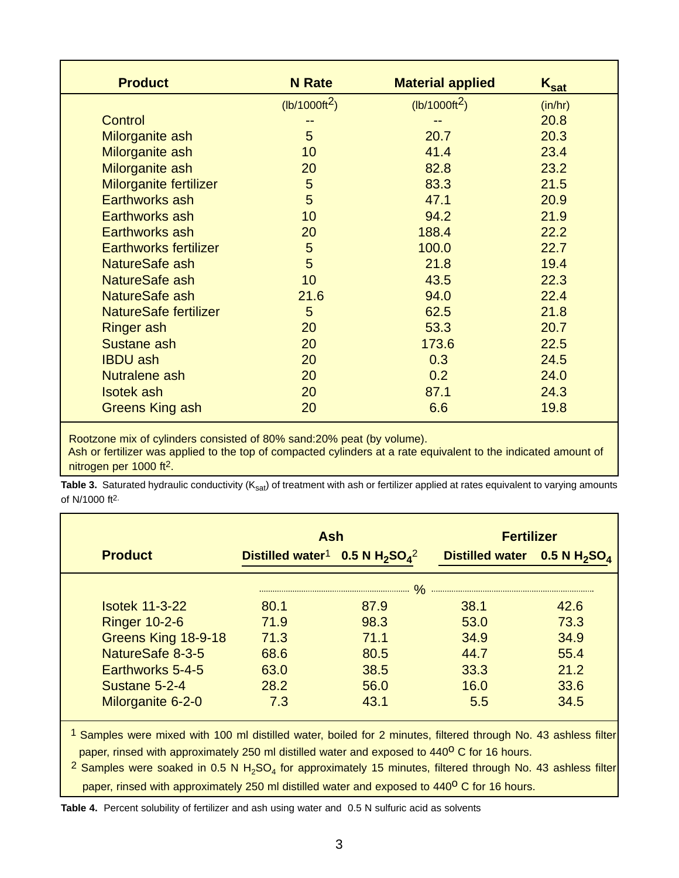| Product | N Rate | Material applied | $K_{sat}$ |
|---|---|---|---|
| | ($lb/1000ft^2$) | ($lb/1000ft^2$) | (in/hr) |
| Control | -- | -- | 20.8 |
| Milorganite ash | 5 | 20.7 | 20.3 |
| Milorganite ash | 10 | 41.4 | 23.4 |
| Milorganite ash | 20 | 82.8 | 23.2 |
| Milorganite fertilizer | 5 | 83.3 | 21.5 |
| Earthworks ash | 5 | 47.1 | 20.9 |
| Earthworks ash | 10 | 94.2 | 21.9 |
| Earthworks ash | 20 | 188.4 | 22.2 |
| Earthworks fertilizer | 5 | 100.0 | 22.7 |
| NatureSafe ash | 5 | 21.8 | 19.4 |
| NatureSafe ash | 10 | 43.5 | 22.3 |
| NatureSafe ash | 21.6 | 94.0 | 22.4 |
| NatureSafe fertilizer | 5 | 62.5 | 21.8 |
| Ringer ash | 20 | 53.3 | 20.7 |
| Sustane ash | 20 | 173.6 | 22.5 |
| IBDU ash | 20 | 0.3 | 24.5 |
| Nutralene ash | 20 | 0.2 | 24.0 |
| Isotek ash | 20 | 87.1 | 24.3 |
| Greens King ash | 20 | 6.6 | 19.8 |

Rootzone mix of cylinders consisted of 80% sand:20% peat (by volume).
Ash or fertilizer was applied to the top of compacted cylinders at a rate equivalent to the indicated amount of nitrogen per 1000 $ft^2$.

**Table 3.** Saturated hydraulic conductivity ($K_{sat}$) of treatment with ash or fertilizer applied at rates equivalent to varying amounts of N/1000 $ft^2$.

| Product | Ash | | Fertilizer | |
|---|---|---|---|---|
| | Distilled water[1] | 0.5 N $H_2SO_4$[2] | Distilled water | 0.5 N $H_2SO_4$ |
| | % | | | |
| Isotek 11-3-22 | 80.1 | 87.9 | 38.1 | 42.6 |
| Ringer 10-2-6 | 71.9 | 98.3 | 53.0 | 73.3 |
| Greens King 18-9-18 | 71.3 | 71.1 | 34.9 | 34.9 |
| NatureSafe 8-3-5 | 68.6 | 80.5 | 44.7 | 55.4 |
| Earthworks 5-4-5 | 63.0 | 38.5 | 33.3 | 21.2 |
| Sustane 5-2-4 | 28.2 | 56.0 | 16.0 | 33.6 |
| Milorganite 6-2-0 | 7.3 | 43.1 | 5.5 | 34.5 |

[1] Samples were mixed with 100 ml distilled water, boiled for 2 minutes, filtered through No. 43 ashless filter paper, rinsed with approximately 250 ml distilled water and exposed to 440$^o$ C for 16 hours.
[2] Samples were soaked in 0.5 N $H_2SO_4$ for approximately 15 minutes, filtered through No. 43 ashless filter paper, rinsed with approximately 250 ml distilled water and exposed to 440$^o$ C for 16 hours.

**Table 4.** Percent solubility of fertilizer and ash using water and 0.5 N sulfuric acid as solvents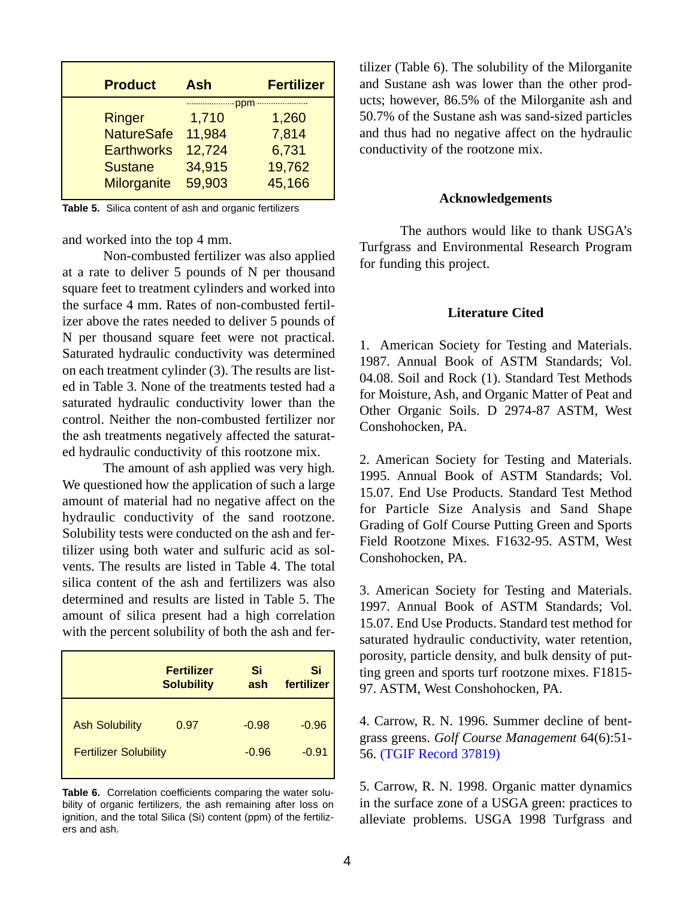| Product | Ash | Fertilizer |
|---|---|---|
| | ppm | |
| Ringer | 1,710 | 1,260 |
| NatureSafe | 11,984 | 7,814 |
| Earthworks | 12,724 | 6,731 |
| Sustane | 34,915 | 19,762 |
| Milorganite | 59,903 | 45,166 |

**Table 5.** Silica content of ash and organic fertilizers

and worked into the top 4 mm.

Non-combusted fertilizer was also applied at a rate to deliver 5 pounds of N per thousand square feet to treatment cylinders and worked into the surface 4 mm. Rates of non-combusted fertilizer above the rates needed to deliver 5 pounds of N per thousand square feet were not practical. Saturated hydraulic conductivity was determined on each treatment cylinder (3). The results are listed in Table 3. None of the treatments tested had a saturated hydraulic conductivity lower than the control. Neither the non-combusted fertilizer nor the ash treatments negatively affected the saturated hydraulic conductivity of this rootzone mix.

The amount of ash applied was very high. We questioned how the application of such a large amount of material had no negative affect on the hydraulic conductivity of the sand rootzone. Solubility tests were conducted on the ash and fertilizer using both water and sulfuric acid as solvents. The results are listed in Table 4. The total silica content of the ash and fertilizers was also determined and results are listed in Table 5. The amount of silica present had a high correlation with the percent solubility of both the ash and fertilizer (Table 6). The solubility of the Milorganite and Sustane ash was lower than the other products; however, 86.5% of the Milorganite ash and 50.7% of the Sustane ash was sand-sized particles and thus had no negative affect on the hydraulic conductivity of the rootzone mix.

| | Fertilizer Solubility | Si ash | Si fertilizer |
|---|---|---|---|
| Ash Solubility | 0.97 | -0.98 | -0.96 |
| Fertilizer Solubility | | -0.96 | -0.91 |

**Table 6.** Correlation coefficients comparing the water solubility of organic fertilizers, the ash remaining after loss on ignition, and the total Silica (Si) content (ppm) of the fertilizers and ash.

## Acknowledgements

The authors would like to thank USGA's Turfgrass and Environmental Research Program for funding this project.

## Literature Cited

1. American Society for Testing and Materials. 1987. Annual Book of ASTM Standards; Vol. 04.08. Soil and Rock (1). Standard Test Methods for Moisture, Ash, and Organic Matter of Peat and Other Organic Soils. D 2974-87 ASTM, West Conshohocken, PA.

2. American Society for Testing and Materials. 1995. Annual Book of ASTM Standards; Vol. 15.07. End Use Products. Standard Test Method for Particle Size Analysis and Sand Shape Grading of Golf Course Putting Green and Sports Field Rootzone Mixes. F1632-95. ASTM, West Conshohocken, PA.

3. American Society for Testing and Materials. 1997. Annual Book of ASTM Standards; Vol. 15.07. End Use Products. Standard test method for saturated hydraulic conductivity, water retention, porosity, particle density, and bulk density of putting green and sports turf rootzone mixes. F1815-97. ASTM, West Conshohocken, PA.

4. Carrow, R. N. 1996. Summer decline of bentgrass greens. *Golf Course Management* 64(6):51-56. (TGIF Record 37819)

5. Carrow, R. N. 1998. Organic matter dynamics in the surface zone of a USGA green: practices to alleviate problems. USGA 1998 Turfgrass and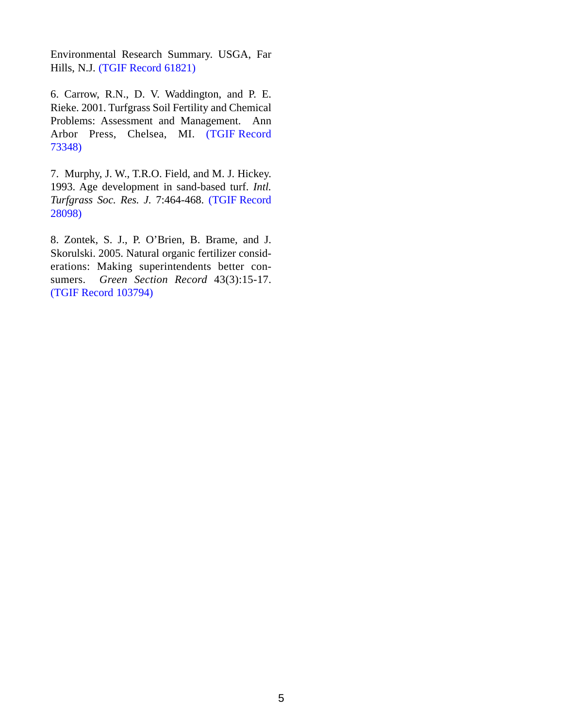Environmental Research Summary. USGA, Far Hills, N.J. (TGIF Record 61821)

6. Carrow, R.N., D. V. Waddington, and P. E. Rieke. 2001. Turfgrass Soil Fertility and Chemical Problems: Assessment and Management. Ann Arbor Press, Chelsea, MI. (TGIF Record 73348)

7. Murphy, J. W., T.R.O. Field, and M. J. Hickey. 1993. Age development in sand-based turf. *Intl. Turfgrass Soc. Res. J.* 7:464-468. (TGIF Record 28098)

8. Zontek, S. J., P. O'Brien, B. Brame, and J. Skorulski. 2005. Natural organic fertilizer considerations: Making superintendents better consumers. *Green Section Record* 43(3):15-17. (TGIF Record 103794)